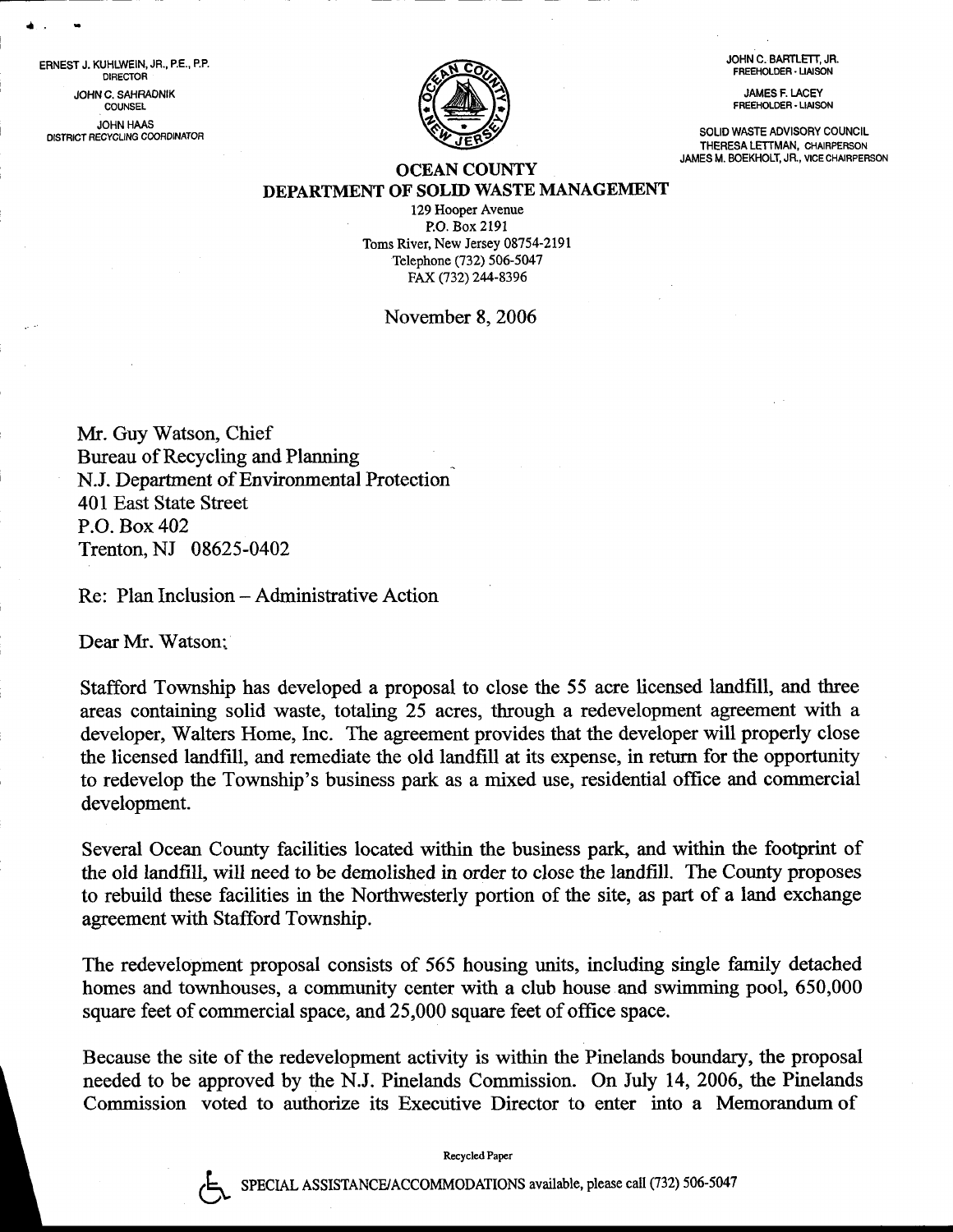ERNEST J. KUHLWEIN, JR., P.E., P.P.
DIRECTOR

JOHN C. SAHRADNIK
COUNSEL

JOHN HAAS
DISTRICT RECYCLING COORDINATOR

JOHN C. BARTLETT, JR.
FREEHOLDER - LIAISON

JAMES F. LACEY
FREEHOLDER - LIAISON

SOLID WASTE ADVISORY COUNCIL
THERESA LETTMAN, CHAIRPERSON
JAMES M. BOEKHOLT, JR., VICE CHAIRPERSON

**OCEAN COUNTY**
**DEPARTMENT OF SOLID WASTE MANAGEMENT**

129 Hooper Avenue
P.O. Box 2191
Toms River, New Jersey 08754-2191
Telephone (732) 506-5047
FAX (732) 244-8396

November 8, 2006

Mr. Guy Watson, Chief
Bureau of Recycling and Planning
N.J. Department of Environmental Protection
401 East State Street
P.O. Box 402
Trenton, NJ 08625-0402

Re: Plan Inclusion – Administrative Action

Dear Mr. Watson:

Stafford Township has developed a proposal to close the 55 acre licensed landfill, and three areas containing solid waste, totaling 25 acres, through a redevelopment agreement with a developer, Walters Home, Inc. The agreement provides that the developer will properly close the licensed landfill, and remediate the old landfill at its expense, in return for the opportunity to redevelop the Township's business park as a mixed use, residential office and commercial development.

Several Ocean County facilities located within the business park, and within the footprint of the old landfill, will need to be demolished in order to close the landfill. The County proposes to rebuild these facilities in the Northwesterly portion of the site, as part of a land exchange agreement with Stafford Township.

The redevelopment proposal consists of 565 housing units, including single family detached homes and townhouses, a community center with a club house and swimming pool, 650,000 square feet of commercial space, and 25,000 square feet of office space.

Because the site of the redevelopment activity is within the Pinelands boundary, the proposal needed to be approved by the N.J. Pinelands Commission. On July 14, 2006, the Pinelands Commission voted to authorize its Executive Director to enter into a Memorandum of

Recycled Paper

SPECIAL ASSISTANCE/ACCOMMODATIONS available, please call (732) 506-5047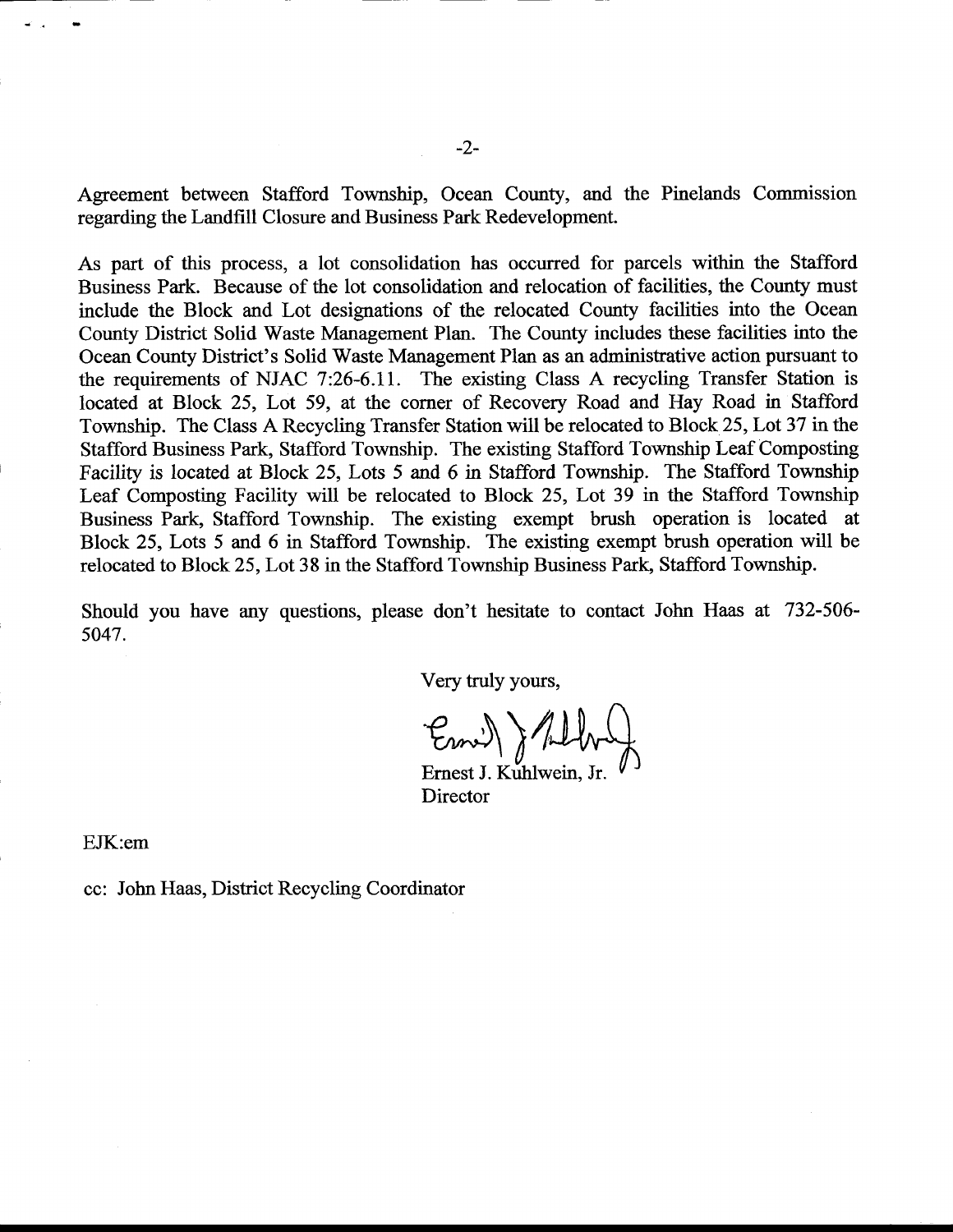Agreement between Stafford Township, Ocean County, and the Pinelands Commission regarding the Landfill Closure and Business Park Redevelopment.

As part of this process, a lot consolidation has occurred for parcels within the Stafford Business Park. Because of the lot consolidation and relocation of facilities, the County must include the Block and Lot designations of the relocated County facilities into the Ocean County District Solid Waste Management Plan. The County includes these facilities into the Ocean County District's Solid Waste Management Plan as an administrative action pursuant to the requirements of NJAC 7:26-6.11. The existing Class A recycling Transfer Station is located at Block 25, Lot 59, at the corner of Recovery Road and Hay Road in Stafford Township. The Class A Recycling Transfer Station will be relocated to Block 25, Lot 37 in the Stafford Business Park, Stafford Township. The existing Stafford Township Leaf Composting Facility is located at Block 25, Lots 5 and 6 in Stafford Township. The Stafford Township Leaf Composting Facility will be relocated to Block 25, Lot 39 in the Stafford Township Business Park, Stafford Township. The existing exempt brush operation is located at Block 25, Lots 5 and 6 in Stafford Township. The existing exempt brush operation will be relocated to Block 25, Lot 38 in the Stafford Township Business Park, Stafford Township.

Should you have any questions, please don't hesitate to contact John Haas at 732-506-5047.

Very truly yours,

Ernest J. Kuhlwein, Jr.
Director

EJK:em

cc: John Haas, District Recycling Coordinator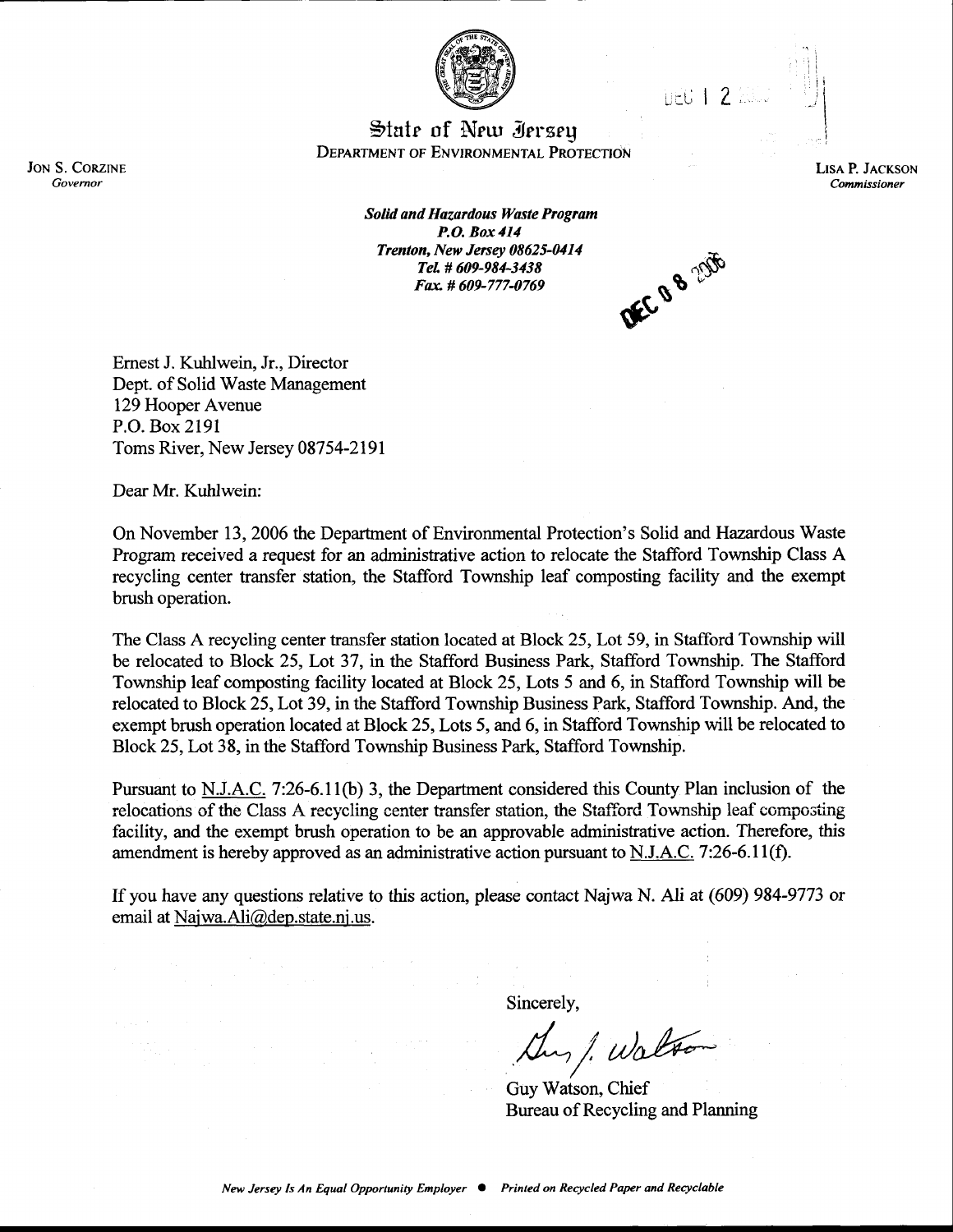# State of New Jersey

DEPARTMENT OF ENVIRONMENTAL PROTECTION

JON S. CORZINE
*Governor*

LISA P. JACKSON
*Commissioner*

***Solid and Hazardous Waste Program***
***P.O. Box 414***
***Trenton, New Jersey 08625-0414***
***Tel. # 609-984-3438***
***Fax. # 609-777-0769***

DEC 08 2006

Ernest J. Kuhlwein, Jr., Director
Dept. of Solid Waste Management
129 Hooper Avenue
P.O. Box 2191
Toms River, New Jersey 08754-2191

Dear Mr. Kuhlwein:

On November 13, 2006 the Department of Environmental Protection's Solid and Hazardous Waste Program received a request for an administrative action to relocate the Stafford Township Class A recycling center transfer station, the Stafford Township leaf composting facility and the exempt brush operation.

The Class A recycling center transfer station located at Block 25, Lot 59, in Stafford Township will be relocated to Block 25, Lot 37, in the Stafford Business Park, Stafford Township. The Stafford Township leaf composting facility located at Block 25, Lots 5 and 6, in Stafford Township will be relocated to Block 25, Lot 39, in the Stafford Township Business Park, Stafford Township. And, the exempt brush operation located at Block 25, Lots 5, and 6, in Stafford Township will be relocated to Block 25, Lot 38, in the Stafford Township Business Park, Stafford Township.

Pursuant to N.J.A.C. 7:26-6.11(b) 3, the Department considered this County Plan inclusion of the relocations of the Class A recycling center transfer station, the Stafford Township leaf composting facility, and the exempt brush operation to be an approvable administrative action. Therefore, this amendment is hereby approved as an administrative action pursuant to N.J.A.C. 7:26-6.11(f).

If you have any questions relative to this action, please contact Najwa N. Ali at (609) 984-9773 or email at Najwa.Ali@dep.state.nj.us.

Sincerely,

Guy Watson, Chief
Bureau of Recycling and Planning

*New Jersey Is An Equal Opportunity Employer ● Printed on Recycled Paper and Recyclable*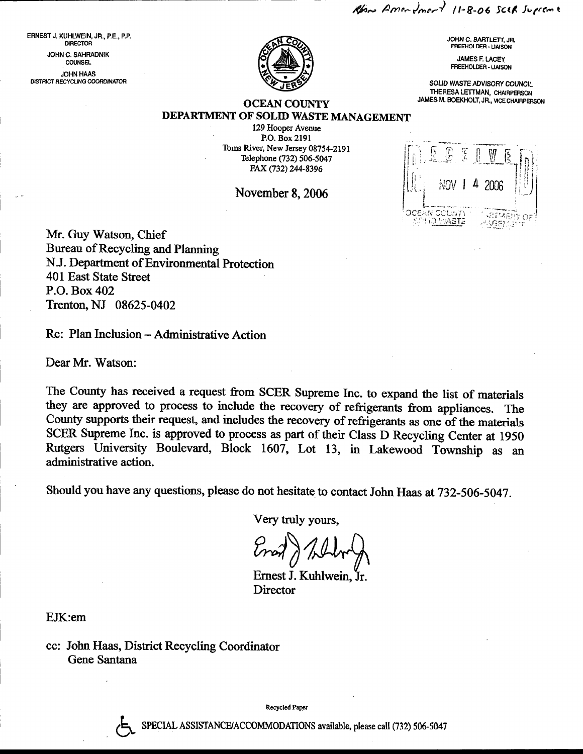Plan Amendment 11-8-06 SCER Supreme

ERNEST J. KUHLWEIN, JR., P.E., P.P.
DIRECTOR

JOHN C. SAHRADNIK
COUNSEL

JOHN HAAS
DISTRICT RECYCLING COORDINATOR

JOHN C. BARTLETT, JR.
FREEHOLDER - LIAISON

JAMES F. LACEY
FREEHOLDER - LIAISON

SOLID WASTE ADVISORY COUNCIL
THERESA LETTMAN, CHAIRPERSON
JAMES M. BOEKHOLT, JR., VICE CHAIRPERSON

# OCEAN COUNTY
## DEPARTMENT OF SOLID WASTE MANAGEMENT

129 Hooper Avenue
P.O. Box 2191
Toms River, New Jersey 08754-2191
Telephone (732) 506-5047
FAX (732) 244-8396

RECEIVED
NOV 14 2006
OCEAN COUNTY DEPARTMENT OF SOLID WASTE MANAGEMENT

November 8, 2006

Mr. Guy Watson, Chief
Bureau of Recycling and Planning
N.J. Department of Environmental Protection
401 East State Street
P.O. Box 402
Trenton, NJ 08625-0402

Re: Plan Inclusion – Administrative Action

Dear Mr. Watson:

The County has received a request from SCER Supreme Inc. to expand the list of materials they are approved to process to include the recovery of refrigerants from appliances. The County supports their request, and includes the recovery of refrigerants as one of the materials SCER Supreme Inc. is approved to process as part of their Class D Recycling Center at 1950 Rutgers University Boulevard, Block 1607, Lot 13, in Lakewood Township as an administrative action.

Should you have any questions, please do not hesitate to contact John Haas at 732-506-5047.

Very truly yours,

Ernest J. Kuhlwein, Jr.
Director

EJK:em

cc: John Haas, District Recycling Coordinator
Gene Santana

Recycled Paper

SPECIAL ASSISTANCE/ACCOMMODATIONS available, please call (732) 506-5047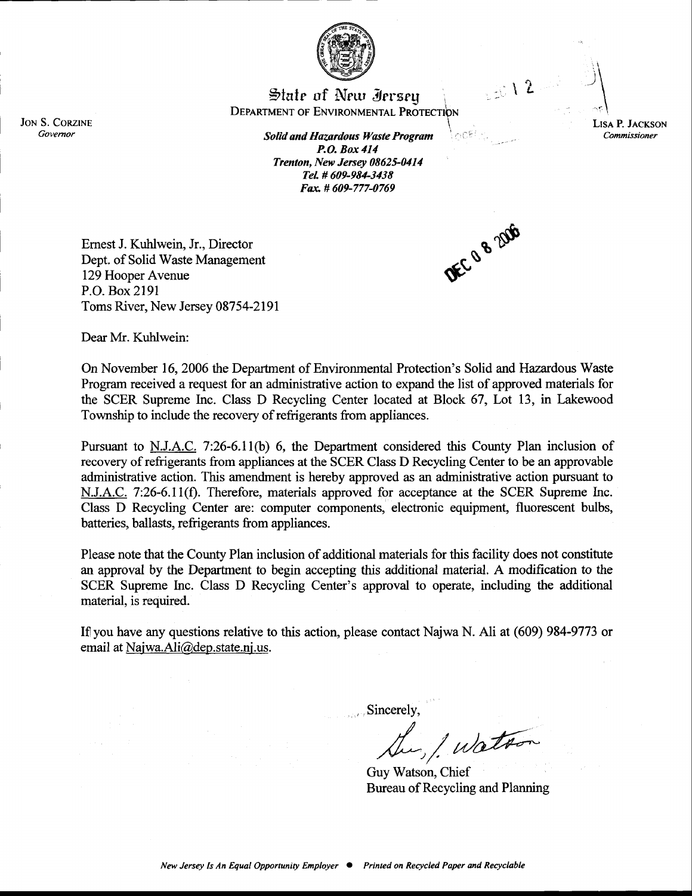# State of New Jersey

DEPARTMENT OF ENVIRONMENTAL PROTECTION

JON S. CORZINE
*Governor*

LISA P. JACKSON
*Commissioner*

***Solid and Hazardous Waste Program***
***P.O. Box 414***
***Trenton, New Jersey 08625-0414***
***Tel. # 609-984-3438***
***Fax. # 609-777-0769***

DEC 08 2006

Ernest J. Kuhlwein, Jr., Director
Dept. of Solid Waste Management
129 Hooper Avenue
P.O. Box 2191
Toms River, New Jersey 08754-2191

Dear Mr. Kuhlwein:

On November 16, 2006 the Department of Environmental Protection's Solid and Hazardous Waste Program received a request for an administrative action to expand the list of approved materials for the SCER Supreme Inc. Class D Recycling Center located at Block 67, Lot 13, in Lakewood Township to include the recovery of refrigerants from appliances.

Pursuant to N.J.A.C. 7:26-6.11(b) 6, the Department considered this County Plan inclusion of recovery of refrigerants from appliances at the SCER Class D Recycling Center to be an approvable administrative action. This amendment is hereby approved as an administrative action pursuant to N.J.A.C. 7:26-6.11(f). Therefore, materials approved for acceptance at the SCER Supreme Inc. Class D Recycling Center are: computer components, electronic equipment, fluorescent bulbs, batteries, ballasts, refrigerants from appliances.

Please note that the County Plan inclusion of additional materials for this facility does not constitute an approval by the Department to begin accepting this additional material. A modification to the SCER Supreme Inc. Class D Recycling Center's approval to operate, including the additional material, is required.

If you have any questions relative to this action, please contact Najwa N. Ali at (609) 984-9773 or email at Najwa.Ali@dep.state.nj.us.

Sincerely,

Guy Watson, Chief
Bureau of Recycling and Planning